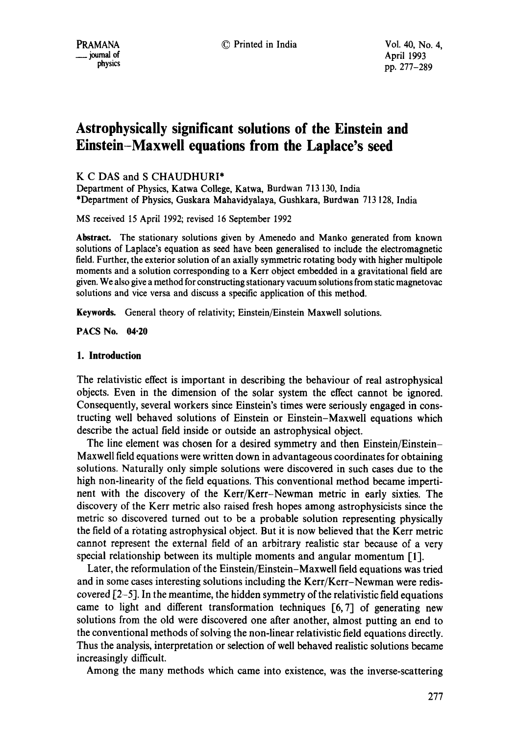# Astrophysically significant solutions of the Einstein and Einstein–Maxwell equations from the Laplace's seed

K C DAS and S CHAUDHURI*

Department of Physics, Katwa College, Katwa, Burdwan 713 130, India

*Department of Physics, Guskara Mahavidyalaya, Gushkara, Burdwan 713 128, India

MS received 15 April 1992; revised 16 September 1992

**Abstract.** The stationary solutions given by Amenedo and Manko generated from known solutions of Laplace's equation as seed have been generalised to include the electromagnetic field. Further, the exterior solution of an axially symmetric rotating body with higher multipole moments and a solution corresponding to a Kerr object embedded in a gravitational field are given. We also give a method for constructing stationary vacuum solutions from static magnetovac solutions and vice versa and discuss a specific application of this method.

**Keywords.** General theory of relativity; Einstein/Einstein Maxwell solutions.

**PACS No. 04·20**

## 1. Introduction

The relativistic effect is important in describing the behaviour of real astrophysical objects. Even in the dimension of the solar system the effect cannot be ignored. Consequently, several workers since Einstein's times were seriously engaged in constructing well behaved solutions of Einstein or Einstein–Maxwell equations which describe the actual field inside or outside an astrophysical object.

The line element was chosen for a desired symmetry and then Einstein/Einstein–Maxwell field equations were written down in advantageous coordinates for obtaining solutions. Naturally only simple solutions were discovered in such cases due to the high non-linearity of the field equations. This conventional method became impertinent with the discovery of the Kerr/Kerr–Newman metric in early sixties. The discovery of the Kerr metric also raised fresh hopes among astrophysicists since the metric so discovered turned out to be a probable solution representing physically the field of a rotating astrophysical object. But it is now believed that the Kerr metric cannot represent the external field of an arbitrary realistic star because of a very special relationship between its multiple moments and angular momentum [1].

Later, the reformulation of the Einstein/Einstein–Maxwell field equations was tried and in some cases interesting solutions including the Kerr/Kerr–Newman were rediscovered [2–5]. In the meantime, the hidden symmetry of the relativistic field equations came to light and different transformation techniques [6, 7] of generating new solutions from the old were discovered one after another, almost putting an end to the conventional methods of solving the non-linear relativistic field equations directly. Thus the analysis, interpretation or selection of well behaved realistic solutions became increasingly difficult.

Among the many methods which came into existence, was the inverse-scattering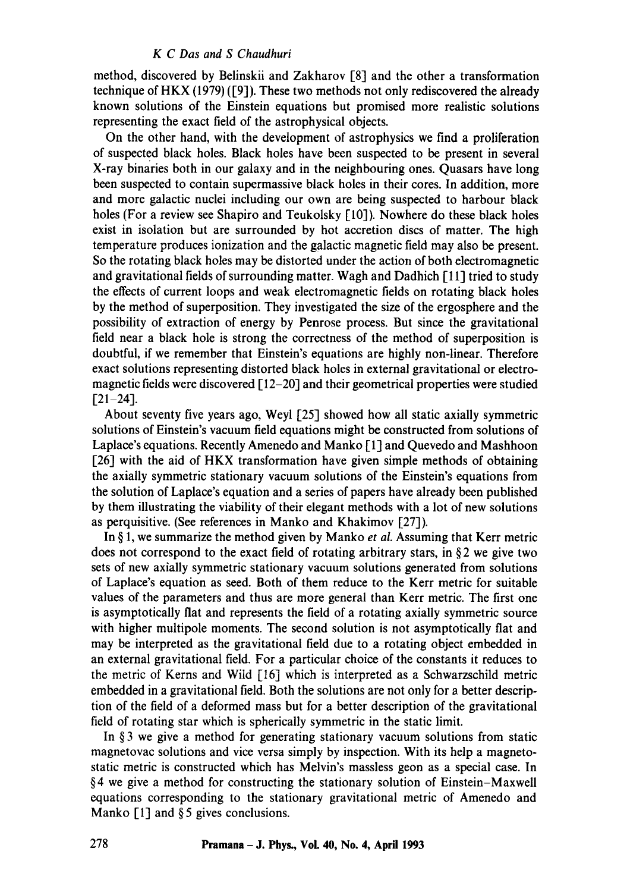method, discovered by Belinskii and Zakharov [8] and the other a transformation technique of HKX (1979) ([9]). These two methods not only rediscovered the already known solutions of the Einstein equations but promised more realistic solutions representing the exact field of the astrophysical objects.

On the other hand, with the development of astrophysics we find a proliferation of suspected black holes. Black holes have been suspected to be present in several X-ray binaries both in our galaxy and in the neighbouring ones. Quasars have long been suspected to contain supermassive black holes in their cores. In addition, more and more galactic nuclei including our own are being suspected to harbour black holes (For a review see Shapiro and Teukolsky [10]). Nowhere do these black holes exist in isolation but are surrounded by hot accretion discs of matter. The high temperature produces ionization and the galactic magnetic field may also be present. So the rotating black holes may be distorted under the action of both electromagnetic and gravitational fields of surrounding matter. Wagh and Dadhich [11] tried to study the effects of current loops and weak electromagnetic fields on rotating black holes by the method of superposition. They investigated the size of the ergosphere and the possibility of extraction of energy by Penrose process. But since the gravitational field near a black hole is strong the correctness of the method of superposition is doubtful, if we remember that Einstein's equations are highly non-linear. Therefore exact solutions representing distorted black holes in external gravitational or electromagnetic fields were discovered [12–20] and their geometrical properties were studied [21–24].

About seventy five years ago, Weyl [25] showed how all static axially symmetric solutions of Einstein's vacuum field equations might be constructed from solutions of Laplace's equations. Recently Amenedo and Manko [1] and Quevedo and Mashhoon [26] with the aid of HKX transformation have given simple methods of obtaining the axially symmetric stationary vacuum solutions of the Einstein's equations from the solution of Laplace's equation and a series of papers have already been published by them illustrating the viability of their elegant methods with a lot of new solutions as perquisitive. (See references in Manko and Khakimov [27]).

In § 1, we summarize the method given by Manko *et al.* Assuming that Kerr metric does not correspond to the exact field of rotating arbitrary stars, in § 2 we give two sets of new axially symmetric stationary vacuum solutions generated from solutions of Laplace's equation as seed. Both of them reduce to the Kerr metric for suitable values of the parameters and thus are more general than Kerr metric. The first one is asymptotically flat and represents the field of a rotating axially symmetric source with higher multipole moments. The second solution is not asymptotically flat and may be interpreted as the gravitational field due to a rotating object embedded in an external gravitational field. For a particular choice of the constants it reduces to the metric of Kerns and Wild [16] which is interpreted as a Schwarzschild metric embedded in a gravitational field. Both the solutions are not only for a better description of the field of a deformed mass but for a better description of the gravitational field of rotating star which is spherically symmetric in the static limit.

In § 3 we give a method for generating stationary vacuum solutions from static magnetovac solutions and vice versa simply by inspection. With its help a magnetostatic metric is constructed which has Melvin's massless geon as a special case. In § 4 we give a method for constructing the stationary solution of Einstein–Maxwell equations corresponding to the stationary gravitational metric of Amenedo and Manko [1] and § 5 gives conclusions.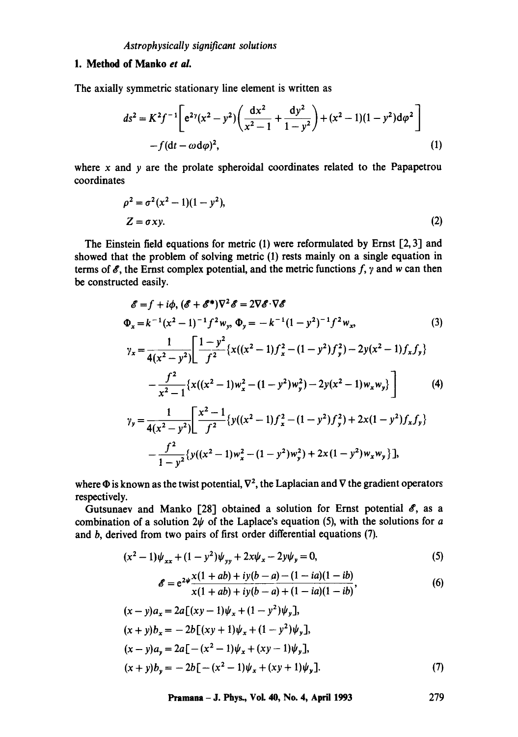## 1. Method of Manko *et al.*

The axially symmetric stationary line element is written as

$$ds^2 = K^2 f^{-1}\left[e^{2\gamma}(x^2 - y^2)\left(\frac{dx^2}{x^2-1} + \frac{dy^2}{1-y^2}\right) + (x^2-1)(1-y^2)d\varphi^2\right]$$
$$-f(dt - \omega d\varphi)^2, \tag{1}$$

where $x$ and $y$ are the prolate spheroidal coordinates related to the Papapetrou coordinates

$$\rho^2 = \sigma^2(x^2-1)(1-y^2),$$
$$Z = \sigma xy. \tag{2}$$

The Einstein field equations for metric (1) were reformulated by Ernst [2,3] and showed that the problem of solving metric (1) rests mainly on a single equation in terms of $\mathscr{E}$, the Ernst complex potential, and the metric functions $f$, $\gamma$ and $w$ can then be constructed easily.

$$\mathscr{E} = f + i\phi,\ (\mathscr{E} + \mathscr{E}^*)\nabla^2\mathscr{E} = 2\nabla\mathscr{E}\cdot\nabla\mathscr{E}$$
$$\Phi_x = k^{-1}(x^2-1)^{-1}f^2 w_y,\ \Phi_y = -k^{-1}(1-y^2)^{-1}f^2 w_x, \tag{3}$$

$$\gamma_x = \frac{1}{4(x^2-y^2)}\left[\frac{1-y^2}{f^2}\{x((x^2-1)f_x^2 - (1-y^2)f_y^2) - 2y(x^2-1)f_x f_y\}\right.$$
$$\left. - \frac{f^2}{x^2-1}\{x((x^2-1)w_x^2 - (1-y^2)w_y^2) - 2y(x^2-1)w_x w_y\}\right] \tag{4}$$

$$\gamma_y = \frac{1}{4(x^2-y^2)}\left[\frac{x^2-1}{f^2}\{y((x^2-1)f_x^2 - (1-y^2)f_y^2) + 2x(1-y^2)f_x f_y\}\right.$$
$$\left. - \frac{f^2}{1-y^2}\{y((x^2-1)w_x^2 - (1-y^2)w_y^2) + 2x(1-y^2)w_x w_y\}\right],$$

where $\Phi$ is known as the twist potential, $\nabla^2$, the Laplacian and $\nabla$ the gradient operators respectively.

Gutsunaev and Manko [28] obtained a solution for Ernst potential $\mathscr{E}$, as a combination of a solution $2\psi$ of the Laplace's equation (5), with the solutions for $a$ and $b$, derived from two pairs of first order differential equations (7).

$$(x^2-1)\psi_{xx} + (1-y^2)\psi_{yy} + 2x\psi_x - 2y\psi_y = 0, \tag{5}$$

$$\mathscr{E} = e^{2\psi}\frac{x(1+ab) + iy(b-a) - (1-ia)(1-ib)}{x(1+ab) + iy(b-a) + (1-ia)(1-ib)}, \tag{6}$$

$$(x-y)a_x = 2a[(xy-1)\psi_x + (1-y^2)\psi_y],$$
$$(x+y)b_x = -2b[(xy+1)\psi_x + (1-y^2)\psi_y],$$
$$(x-y)a_y = 2a[-(x^2-1)\psi_x + (xy-1)\psi_y],$$
$$(x+y)b_y = -2b[-(x^2-1)\psi_x + (xy+1)\psi_y]. \tag{7}$$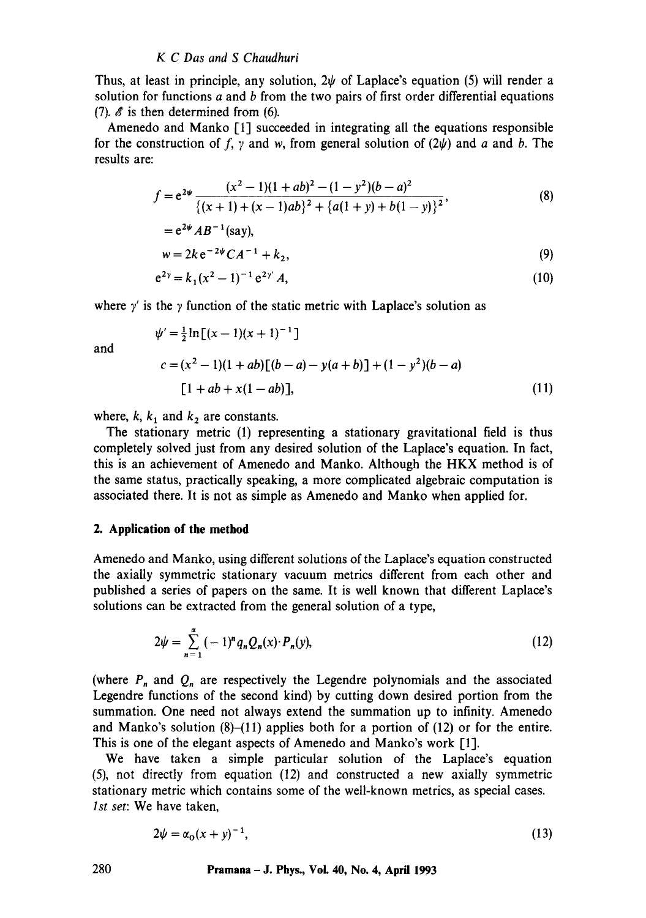Thus, at least in principle, any solution, $2\psi$ of Laplace's equation (5) will render a solution for functions $a$ and $b$ from the two pairs of first order differential equations (7). $\mathscr{E}$ is then determined from (6).

Amenedo and Manko [1] succeeded in integrating all the equations responsible for the construction of $f$, $\gamma$ and $w$, from general solution of $(2\psi)$ and $a$ and $b$. The results are:

$$f = e^{2\psi} \frac{(x^2-1)(1+ab)^2 - (1-y^2)(b-a)^2}{\{(x+1)+(x-1)ab\}^2 + \{a(1+y)+b(1-y)\}^2}, \tag{8}$$

$$= e^{2\psi} AB^{-1} (\text{say}),$$

$$w = 2k\, e^{-2\psi} CA^{-1} + k_2, \tag{9}$$

$$e^{2\gamma} = k_1 (x^2-1)^{-1} e^{2\gamma'} A, \tag{10}$$

where $\gamma'$ is the $\gamma$ function of the static metric with Laplace's solution as

$$\psi' = \tfrac{1}{2} \ln[(x-1)(x+1)^{-1}]$$

and

$$c = (x^2-1)(1+ab)[(b-a) - y(a+b)] + (1-y^2)(b-a)$$
$$[1+ab+x(1-ab)], \tag{11}$$

where, $k$, $k_1$ and $k_2$ are constants.

The stationary metric (1) representing a stationary gravitational field is thus completely solved just from any desired solution of the Laplace's equation. In fact, this is an achievement of Amenedo and Manko. Although the HKX method is of the same status, practically speaking, a more complicated algebraic computation is associated there. It is not as simple as Amenedo and Manko when applied for.

## 2. Application of the method

Amenedo and Manko, using different solutions of the Laplace's equation constructed the axially symmetric stationary vacuum metrics different from each other and published a series of papers on the same. It is well known that different Laplace's solutions can be extracted from the general solution of a type,

$$2\psi = \sum_{n=1}^{\alpha} (-1)^n q_n Q_n(x) \cdot P_n(y), \tag{12}$$

(where $P_n$ and $Q_n$ are respectively the Legendre polynomials and the associated Legendre functions of the second kind) by cutting down desired portion from the summation. One need not always extend the summation up to infinity. Amenedo and Manko's solution (8)–(11) applies both for a portion of (12) or for the entire. This is one of the elegant aspects of Amenedo and Manko's work [1].

We have taken a simple particular solution of the Laplace's equation (5), not directly from equation (12) and constructed a new axially symmetric stationary metric which contains some of the well-known metrics, as special cases.

*1st set*: We have taken,

$$2\psi = \alpha_0 (x+y)^{-1}, \tag{13}$$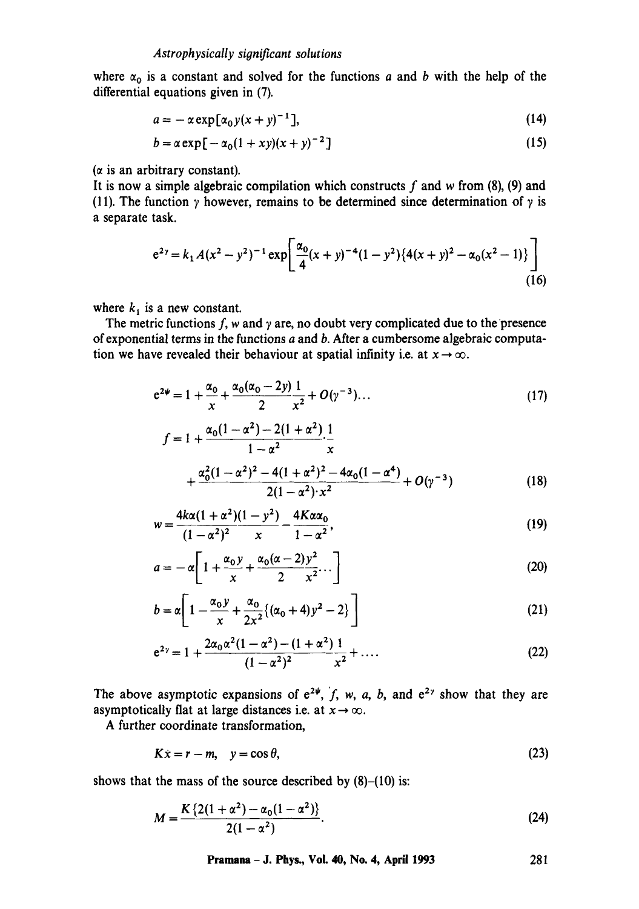where $\alpha_0$ is a constant and solved for the functions $a$ and $b$ with the help of the differential equations given in (7).

$$a = -\alpha \exp[\alpha_0 y(x+y)^{-1}], \tag{14}$$

$$b = \alpha \exp[-\alpha_0(1+xy)(x+y)^{-2}] \tag{15}$$

($\alpha$ is an arbitrary constant).

It is now a simple algebraic compilation which constructs $f$ and $w$ from (8), (9) and (11). The function $\gamma$ however, remains to be determined since determination of $\gamma$ is a separate task.

$$e^{2\gamma} = k_1 A(x^2 - y^2)^{-1} \exp\left[\frac{\alpha_0}{4}(x+y)^{-4}(1-y^2)\{4(x+y)^2 - \alpha_0(x^2-1)\}\right] \tag{16}$$

where $k_1$ is a new constant.

The metric functions $f$, $w$ and $\gamma$ are, no doubt very complicated due to the presence of exponential terms in the functions $a$ and $b$. After a cumbersome algebraic computation we have revealed their behaviour at spatial infinity i.e. at $x \to \infty$.

$$e^{2\psi} = 1 + \frac{\alpha_0}{x} + \frac{\alpha_0(\alpha_0 - 2y)}{2}\frac{1}{x^2} + O(\gamma^{-3})\ldots \tag{17}$$

$$f = 1 + \frac{\alpha_0(1-\alpha^2) - 2(1+\alpha^2)}{1-\alpha^2}\cdot\frac{1}{x} + \frac{\alpha_0^2(1-\alpha^2)^2 - 4(1+\alpha^2)^2 - 4\alpha_0(1-\alpha^4)}{2(1-\alpha^2)\cdot x^2} + O(\gamma^{-3}) \tag{18}$$

$$w = \frac{4k\alpha(1+\alpha^2)(1-y^2)}{(1-\alpha^2)^2}\frac{}{x} - \frac{4K\alpha\alpha_0}{1-\alpha^2}, \tag{19}$$

$$a = -\alpha\left[1 + \frac{\alpha_0 y}{x} + \frac{\alpha_0(\alpha - 2)y^2}{2}\frac{}{x^2}\ldots\right] \tag{20}$$

$$b = \alpha\left[1 - \frac{\alpha_0 y}{x} + \frac{\alpha_0}{2x^2}\{(\alpha_0 + 4)y^2 - 2\}\right] \tag{21}$$

$$e^{2\gamma} = 1 + \frac{2\alpha_0\alpha^2(1-\alpha^2) - (1+\alpha^2)}{(1-\alpha^2)^2}\frac{1}{x^2} + \ldots. \tag{22}$$

The above asymptotic expansions of $e^{2\psi}$, $f$, $w$, $a$, $b$, and $e^{2\gamma}$ show that they are asymptotically flat at large distances i.e. at $x \to \infty$.

A further coordinate transformation,

$$Kx = r - m, \quad y = \cos\theta, \tag{23}$$

shows that the mass of the source described by (8)–(10) is:

$$M = \frac{K\{2(1+\alpha^2) - \alpha_0(1-\alpha^2)\}}{2(1-\alpha^2)}. \tag{24}$$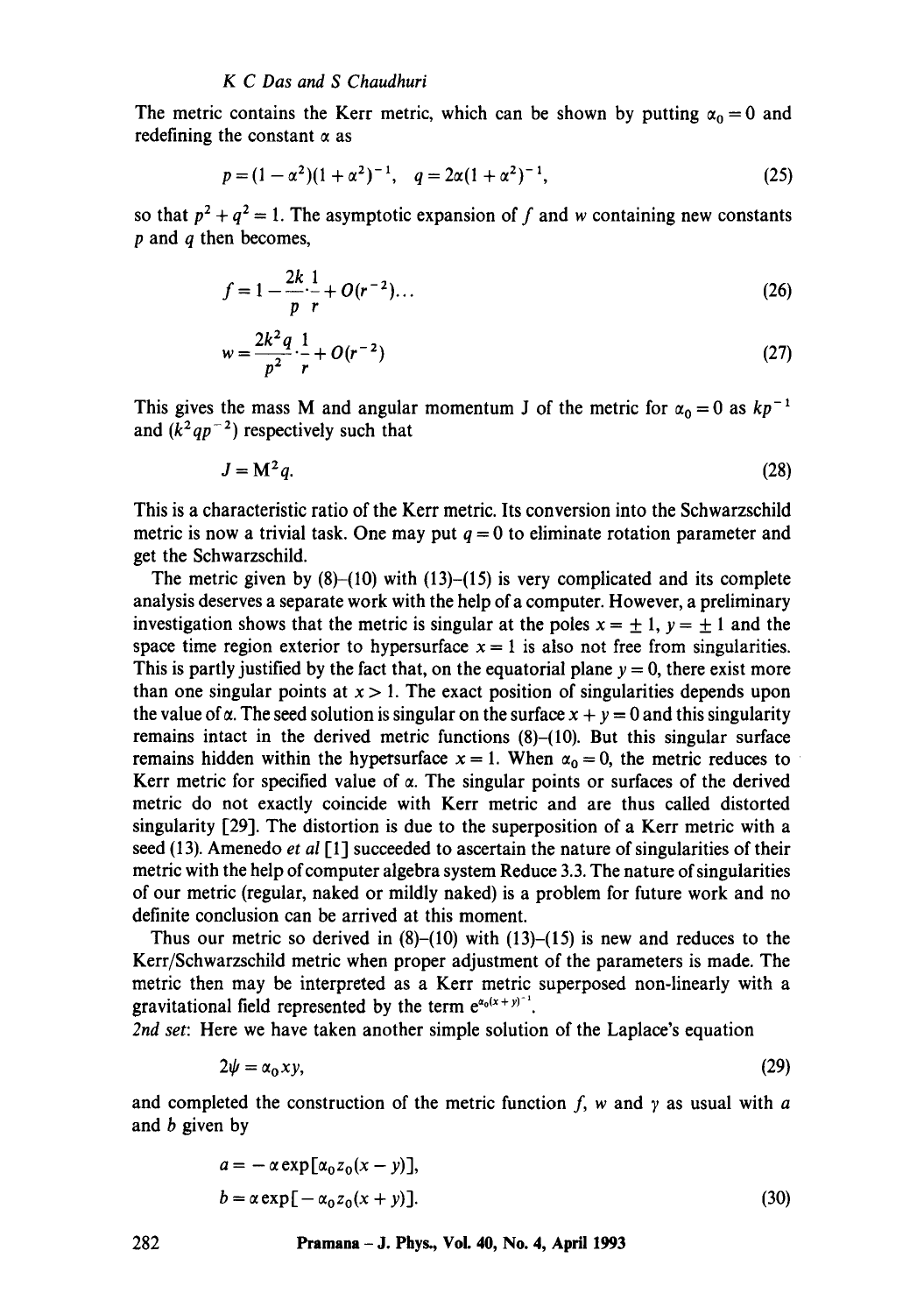The metric contains the Kerr metric, which can be shown by putting $\alpha_0 = 0$ and redefining the constant $\alpha$ as

$$p = (1 - \alpha^2)(1 + \alpha^2)^{-1}, \quad q = 2\alpha(1 + \alpha^2)^{-1}, \tag{25}$$

so that $p^2 + q^2 = 1$. The asymptotic expansion of $f$ and $w$ containing new constants $p$ and $q$ then becomes,

$$f = 1 - \frac{2k}{p} \cdot \frac{1}{r} + O(r^{-2}) \ldots \tag{26}$$

$$w = \frac{2k^2 q}{p^2} \cdot \frac{1}{r} + O(r^{-2}) \tag{27}$$

This gives the mass M and angular momentum J of the metric for $\alpha_0 = 0$ as $kp^{-1}$ and $(k^2 q p^{-2})$ respectively such that

$$J = \mathrm{M}^2 q. \tag{28}$$

This is a characteristic ratio of the Kerr metric. Its conversion into the Schwarzschild metric is now a trivial task. One may put $q = 0$ to eliminate rotation parameter and get the Schwarzschild.

The metric given by (8)–(10) with (13)–(15) is very complicated and its complete analysis deserves a separate work with the help of a computer. However, a preliminary investigation shows that the metric is singular at the poles $x = \pm 1$, $y = \pm 1$ and the space time region exterior to hypersurface $x = 1$ is also not free from singularities. This is partly justified by the fact that, on the equatorial plane $y = 0$, there exist more than one singular points at $x > 1$. The exact position of singularities depends upon the value of $\alpha$. The seed solution is singular on the surface $x + y = 0$ and this singularity remains intact in the derived metric functions (8)–(10). But this singular surface remains hidden within the hypersurface $x = 1$. When $\alpha_0 = 0$, the metric reduces to Kerr metric for specified value of $\alpha$. The singular points or surfaces of the derived metric do not exactly coincide with Kerr metric and are thus called distorted singularity [29]. The distortion is due to the superposition of a Kerr metric with a seed (13). Amenedo *et al* [1] succeeded to ascertain the nature of singularities of their metric with the help of computer algebra system Reduce 3.3. The nature of singularities of our metric (regular, naked or mildly naked) is a problem for future work and no definite conclusion can be arrived at this moment.

Thus our metric so derived in (8)–(10) with (13)–(15) is new and reduces to the Kerr/Schwarzschild metric when proper adjustment of the parameters is made. The metric then may be interpreted as a Kerr metric superposed non-linearly with a gravitational field represented by the term $e^{\alpha_0 (x+y)^{-1}}$.

*2nd set*: Here we have taken another simple solution of the Laplace's equation

$$2\psi = \alpha_0 xy, \tag{29}$$

and completed the construction of the metric function $f$, $w$ and $\gamma$ as usual with $a$ and $b$ given by

$$a = -\alpha \exp[\alpha_0 z_0 (x - y)],$$
$$b = \alpha \exp[-\alpha_0 z_0 (x + y)]. \tag{30}$$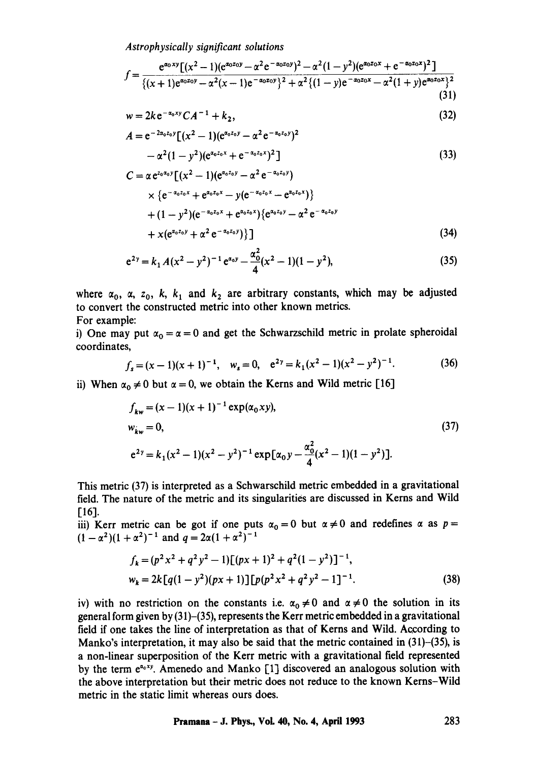$$f = \frac{e^{\alpha_0 xy}[(x^2-1)(e^{\alpha_0 z_0 y} - \alpha^2 e^{-\alpha_0 z_0 y})^2 - \alpha^2(1-y^2)(e^{\alpha_0 z_0 x} + e^{-\alpha_0 z_0 x})^2]}{\{(x+1)e^{\alpha_0 z_0 y} - \alpha^2(x-1)e^{-\alpha_0 z_0 y}\}^2 + \alpha^2\{(1-y)e^{-\alpha_0 z_0 x} - \alpha^2(1+y)e^{\alpha_0 z_0 x}\}^2} \tag{31}$$

$$w = 2k e^{-\alpha_0 xy} C A^{-1} + k_2, \tag{32}$$

$$A = e^{-2\alpha_0 z_0 y}[(x^2-1)(e^{\alpha_0 z_0 y} - \alpha^2 e^{-\alpha_0 z_0 y})^2 - \alpha^2(1-y^2)(e^{\alpha_0 z_0 x} + e^{-\alpha_0 z_0 x})^2] \tag{33}$$

$$\begin{aligned} C = \alpha e^{z_0 \alpha_0 y}[&(x^2-1)(e^{\alpha_0 z_0 y} - \alpha^2 e^{-\alpha_0 z_0 y}) \\ &\times \{e^{-\alpha_0 z_0 x} + e^{\alpha_0 z_0 x} - y(e^{-\alpha_0 z_0 x} - e^{\alpha_0 z_0 x})\} \\ &+ (1-y^2)(e^{-\alpha_0 z_0 x} + e^{\alpha_0 z_0 x})\{e^{\alpha_0 z_0 y} - \alpha^2 e^{-\alpha_0 z_0 y} \\ &+ x(e^{\alpha_0 z_0 y} + \alpha^2 e^{-\alpha_0 z_0 y})\}] \end{aligned} \tag{34}$$

$$e^{2\gamma} = k_1 A(x^2-y^2)^{-1} e^{\alpha_0 y} - \frac{\alpha_0^2}{4}(x^2-1)(1-y^2), \tag{35}$$

where $\alpha_0$, $\alpha$, $z_0$, $k$, $k_1$ and $k_2$ are arbitrary constants, which may be adjusted to convert the constructed metric into other known metrics.

For example:

i) One may put $\alpha_0 = \alpha = 0$ and get the Schwarzschild metric in prolate spheroidal coordinates,

$$f_s = (x-1)(x+1)^{-1}, \quad w_s = 0, \quad e^{2\gamma} = k_1(x^2-1)(x^2-y^2)^{-1}. \tag{36}$$

ii) When $\alpha_0 \neq 0$ but $\alpha = 0$, we obtain the Kerns and Wild metric [16]

$$\begin{aligned} &f_{kw} = (x-1)(x+1)^{-1}\exp(\alpha_0 xy), \\ &w_{kw} = 0, \\ &e^{2\gamma} = k_1(x^2-1)(x^2-y^2)^{-1}\exp\left[\alpha_0 y - \frac{\alpha_0^2}{4}(x^2-1)(1-y^2)\right]. \end{aligned} \tag{37}$$

This metric (37) is interpreted as a Schwarschild metric embedded in a gravitational field. The nature of the metric and its singularities are discussed in Kerns and Wild [16].

iii) Kerr metric can be got if one puts $\alpha_0 = 0$ but $\alpha \neq 0$ and redefines $\alpha$ as $p = (1-\alpha^2)(1+\alpha^2)^{-1}$ and $q = 2\alpha(1+\alpha^2)^{-1}$

$$\begin{aligned} &f_k = (p^2x^2 + q^2y^2 - 1)[(px+1)^2 + q^2(1-y^2)]^{-1}, \\ &w_k = 2k[q(1-y^2)(px+1)][p(p^2x^2+q^2y^2-1]^{-1}. \end{aligned} \tag{38}$$

iv) with no restriction on the constants i.e. $\alpha_0 \neq 0$ and $\alpha \neq 0$ the solution in its general form given by (31)–(35), represents the Kerr metric embedded in a gravitational field if one takes the line of interpretation as that of Kerns and Wild. According to Manko's interpretation, it may also be said that the metric contained in (31)–(35), is a non-linear superposition of the Kerr metric with a gravitational field represented by the term $e^{\alpha_0 xy}$. Amenedo and Manko [1] discovered an analogous solution with the above interpretation but their metric does not reduce to the known Kerns–Wild metric in the static limit whereas ours does.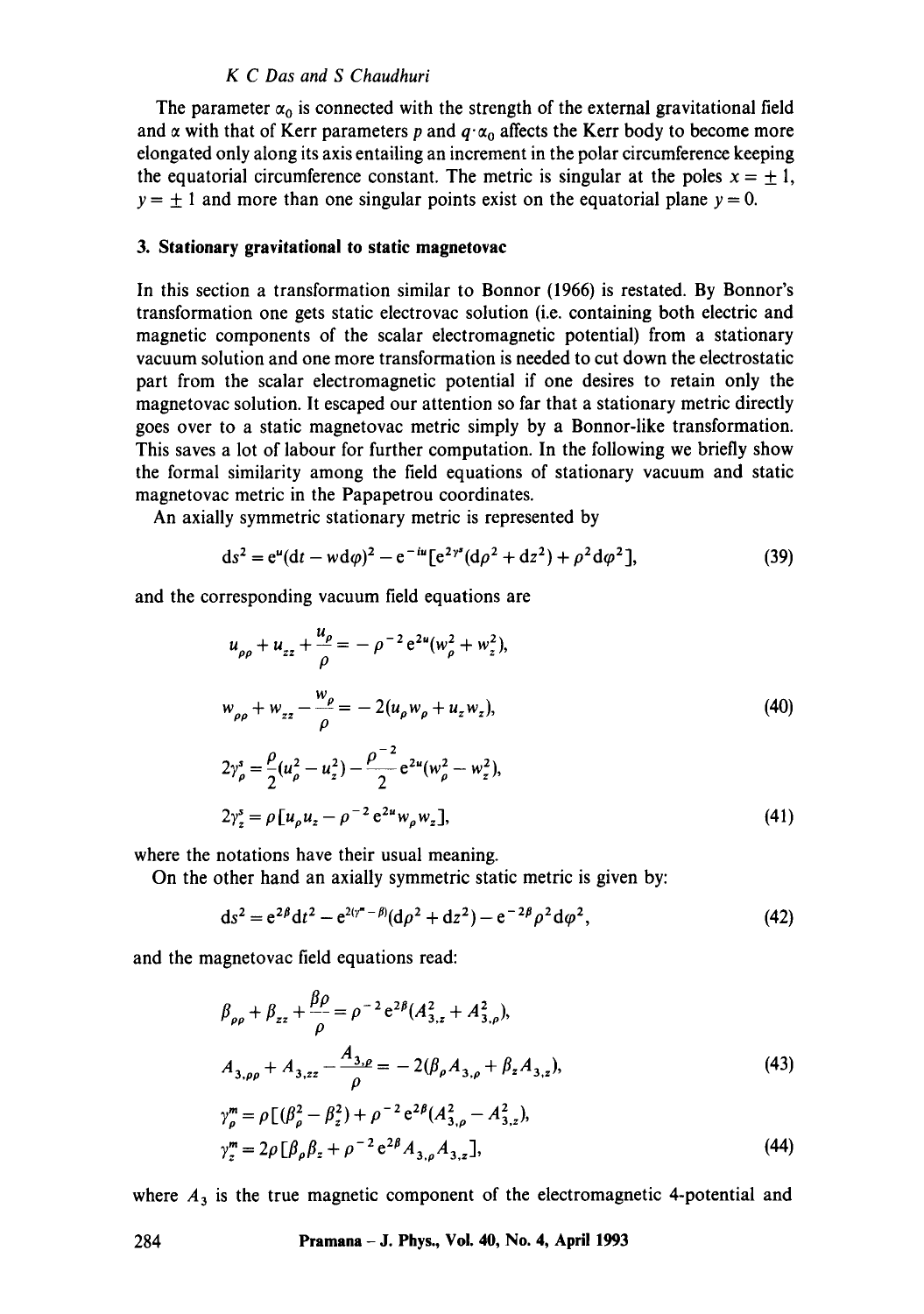The parameter $\alpha_0$ is connected with the strength of the external gravitational field and $\alpha$ with that of Kerr parameters $p$ and $q \cdot \alpha_0$ affects the Kerr body to become more elongated only along its axis entailing an increment in the polar circumference keeping the equatorial circumference constant. The metric is singular at the poles $x = \pm 1$, $y = \pm 1$ and more than one singular points exist on the equatorial plane $y = 0$.

## 3. Stationary gravitational to static magnetovac

In this section a transformation similar to Bonnor (1966) is restated. By Bonnor's transformation one gets static electrovac solution (i.e. containing both electric and magnetic components of the scalar electromagnetic potential) from a stationary vacuum solution and one more transformation is needed to cut down the electrostatic part from the scalar electromagnetic potential if one desires to retain only the magnetovac solution. It escaped our attention so far that a stationary metric directly goes over to a static magnetovac metric simply by a Bonnor-like transformation. This saves a lot of labour for further computation. In the following we briefly show the formal similarity among the field equations of stationary vacuum and static magnetovac metric in the Papapetrou coordinates.

An axially symmetric stationary metric is represented by

$$ds^2 = e^u(dt - w d\varphi)^2 - e^{-iu}[e^{2\gamma^s}(d\rho^2 + dz^2) + \rho^2 d\varphi^2], \tag{39}$$

and the corresponding vacuum field equations are

$$\begin{aligned}
&u_{\rho\rho} + u_{zz} + \frac{u_\rho}{\rho} = -\rho^{-2} e^{2u}(w_\rho^2 + w_z^2), \\
&w_{\rho\rho} + w_{zz} - \frac{w_\rho}{\rho} = -2(u_\rho w_\rho + u_z w_z),
\end{aligned} \tag{40}$$

$$\begin{aligned}
&2\gamma_\rho^s = \frac{\rho}{2}(u_\rho^2 - u_z^2) - \frac{\rho^{-2}}{2} e^{2u}(w_\rho^2 - w_z^2), \\
&2\gamma_z^s = \rho[u_\rho u_z - \rho^{-2} e^{2u} w_\rho w_z],
\end{aligned} \tag{41}$$

where the notations have their usual meaning.

On the other hand an axially symmetric static metric is given by:

$$ds^2 = e^{2\beta} dt^2 - e^{2(\gamma^m - \beta)}(d\rho^2 + dz^2) - e^{-2\beta}\rho^2 d\varphi^2, \tag{42}$$

and the magnetovac field equations read:

$$\begin{aligned}
&\beta_{\rho\rho} + \beta_{zz} + \frac{\beta\rho}{\rho} = \rho^{-2} e^{2\beta}(A_{3,z}^2 + A_{3,\rho}^2), \\
&A_{3,\rho\rho} + A_{3,zz} - \frac{A_{3,\rho}}{\rho} = -2(\beta_\rho A_{3,\rho} + \beta_z A_{3,z}),
\end{aligned} \tag{43}$$

$$\begin{aligned}
&\gamma_\rho^m = \rho[(\beta_\rho^2 - \beta_z^2) + \rho^{-2} e^{2\beta}(A_{3,\rho}^2 - A_{3,z}^2), \\
&\gamma_z^m = 2\rho[\beta_\rho \beta_z + \rho^{-2} e^{2\beta} A_{3,\rho} A_{3,z}],
\end{aligned} \tag{44}$$

where $A_3$ is the true magnetic component of the electromagnetic 4-potential and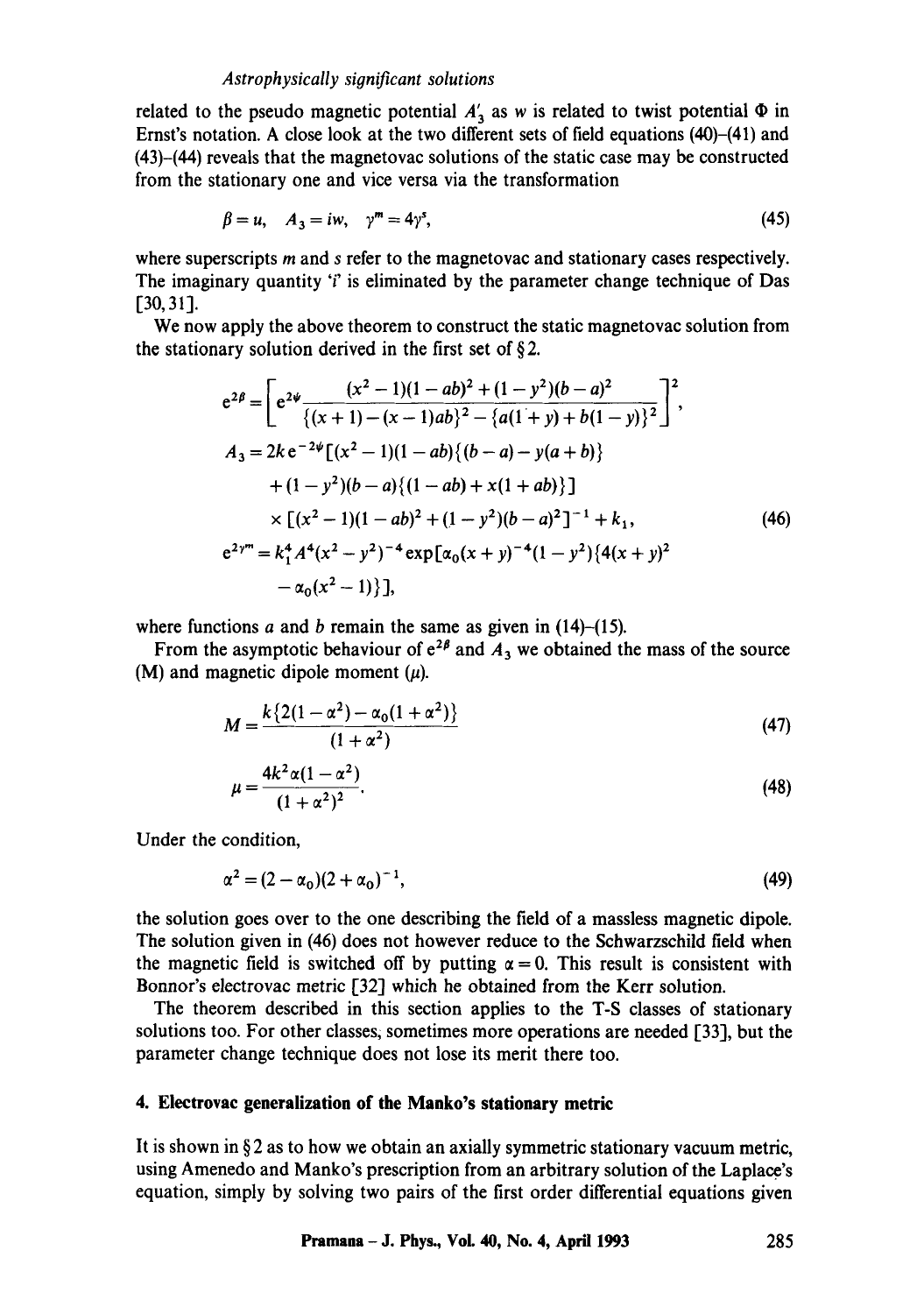related to the pseudo magnetic potential $A'_3$ as $w$ is related to twist potential $\Phi$ in Ernst's notation. A close look at the two different sets of field equations (40)–(41) and (43)–(44) reveals that the magnetovac solutions of the static case may be constructed from the stationary one and vice versa via the transformation

$$\beta = u, \quad A_3 = iw, \quad \gamma^m = 4\gamma^s, \tag{45}$$

where superscripts $m$ and $s$ refer to the magnetovac and stationary cases respectively. The imaginary quantity '$i$' is eliminated by the parameter change technique of Das [30, 31].

We now apply the above theorem to construct the static magnetovac solution from the stationary solution derived in the first set of § 2.

$$\begin{aligned}
e^{2\beta} &= \left[ e^{2\psi} \frac{(x^2-1)(1-ab)^2 + (1-y^2)(b-a)^2}{\{(x+1)-(x-1)ab\}^2 - \{a(1+y)+b(1-y)\}^2} \right]^2, \\
A_3 &= 2k\, e^{-2\psi}[(x^2-1)(1-ab)\{(b-a)-y(a+b)\} \\
&\quad + (1-y^2)(b-a)\{(1-ab)+x(1+ab)\}] \\
&\quad \times [(x^2-1)(1-ab)^2 + (1-y^2)(b-a)^2]^{-1} + k_1, \\
e^{2\gamma^m} &= k_1^4 A^4 (x^2-y^2)^{-4} \exp[\alpha_0 (x+y)^{-4}(1-y^2)\{4(x+y)^2 \\
&\quad - \alpha_0(x^2-1)\}],
\end{aligned} \tag{46}$$

where functions $a$ and $b$ remain the same as given in (14)–(15).

From the asymptotic behaviour of $e^{2\beta}$ and $A_3$ we obtained the mass of the source (M) and magnetic dipole moment ($\mu$).

$$M = \frac{k\{2(1-\alpha^2) - \alpha_0(1+\alpha^2)\}}{(1+\alpha^2)} \tag{47}$$

$$\mu = \frac{4k^2\alpha(1-\alpha^2)}{(1+\alpha^2)^2}. \tag{48}$$

Under the condition,

$$\alpha^2 = (2-\alpha_0)(2+\alpha_0)^{-1}, \tag{49}$$

the solution goes over to the one describing the field of a massless magnetic dipole. The solution given in (46) does not however reduce to the Schwarzschild field when the magnetic field is switched off by putting $\alpha = 0$. This result is consistent with Bonnor's electrovac metric [32] which he obtained from the Kerr solution.

The theorem described in this section applies to the T-S classes of stationary solutions too. For other classes, sometimes more operations are needed [33], but the parameter change technique does not lose its merit there too.

## 4. Electrovac generalization of the Manko's stationary metric

It is shown in § 2 as to how we obtain an axially symmetric stationary vacuum metric, using Amenedo and Manko's prescription from an arbitrary solution of the Laplace's equation, simply by solving two pairs of the first order differential equations given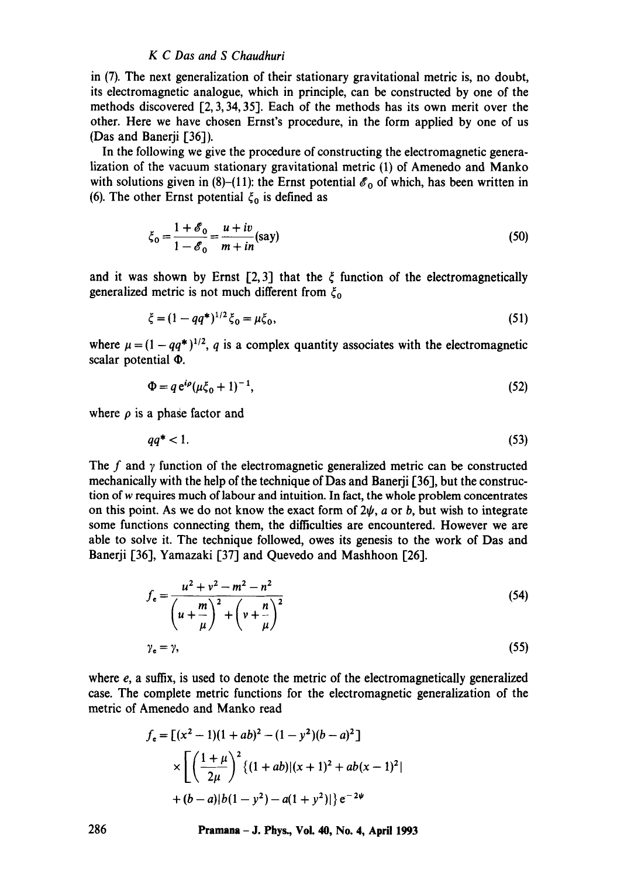in (7). The next generalization of their stationary gravitational metric is, no doubt, its electromagnetic analogue, which in principle, can be constructed by one of the methods discovered [2, 3, 34, 35]. Each of the methods has its own merit over the other. Here we have chosen Ernst's procedure, in the form applied by one of us (Das and Banerji [36]).

In the following we give the procedure of constructing the electromagnetic generalization of the vacuum stationary gravitational metric (1) of Amenedo and Manko with solutions given in (8)–(11): the Ernst potential $\mathscr{E}_0$ of which, has been written in (6). The other Ernst potential $\xi_0$ is defined as

$$\xi_0 = \frac{1 + \mathscr{E}_0}{1 - \mathscr{E}_0} = \frac{u + iv}{m + in} \text{(say)} \tag{50}$$

and it was shown by Ernst [2, 3] that the $\xi$ function of the electromagnetically generalized metric is not much different from $\xi_0$

$$\xi = (1 - qq^*)^{1/2} \xi_0 = \mu \xi_0, \tag{51}$$

where $\mu = (1 - qq^*)^{1/2}$, $q$ is a complex quantity associates with the electromagnetic scalar potential $\Phi$.

$$\Phi = q\, e^{i\rho} (\mu \xi_0 + 1)^{-1}, \tag{52}$$

where $\rho$ is a phase factor and

$$qq^* < 1. \tag{53}$$

The $f$ and $\gamma$ function of the electromagnetic generalized metric can be constructed mechanically with the help of the technique of Das and Banerji [36], but the construction of $w$ requires much of labour and intuition. In fact, the whole problem concentrates on this point. As we do not know the exact form of $2\psi$, $a$ or $b$, but wish to integrate some functions connecting them, the difficulties are encountered. However we are able to solve it. The technique followed, owes its genesis to the work of Das and Banerji [36], Yamazaki [37] and Quevedo and Mashhoon [26].

$$f_e = \frac{u^2 + v^2 - m^2 - n^2}{\left(u + \frac{m}{\mu}\right)^2 + \left(v + \frac{n}{\mu}\right)^2} \tag{54}$$

$$\gamma_e = \gamma, \tag{55}$$

where $e$, a suffix, is used to denote the metric of the electromagnetically generalized case. The complete metric functions for the electromagnetic generalization of the metric of Amenedo and Manko read

$$\begin{aligned} f_e = {} & [(x^2 - 1)(1 + ab)^2 - (1 - y^2)(b - a)^2] \\ & \times \left[ \left( \frac{1 + \mu}{2\mu} \right)^2 \{(1 + ab)|(x + 1)^2 + ab(x - 1)^2| \right. \\ & + (b - a)|b(1 - y^2) - a(1 + y^2)|\} e^{-2\psi} \end{aligned}$$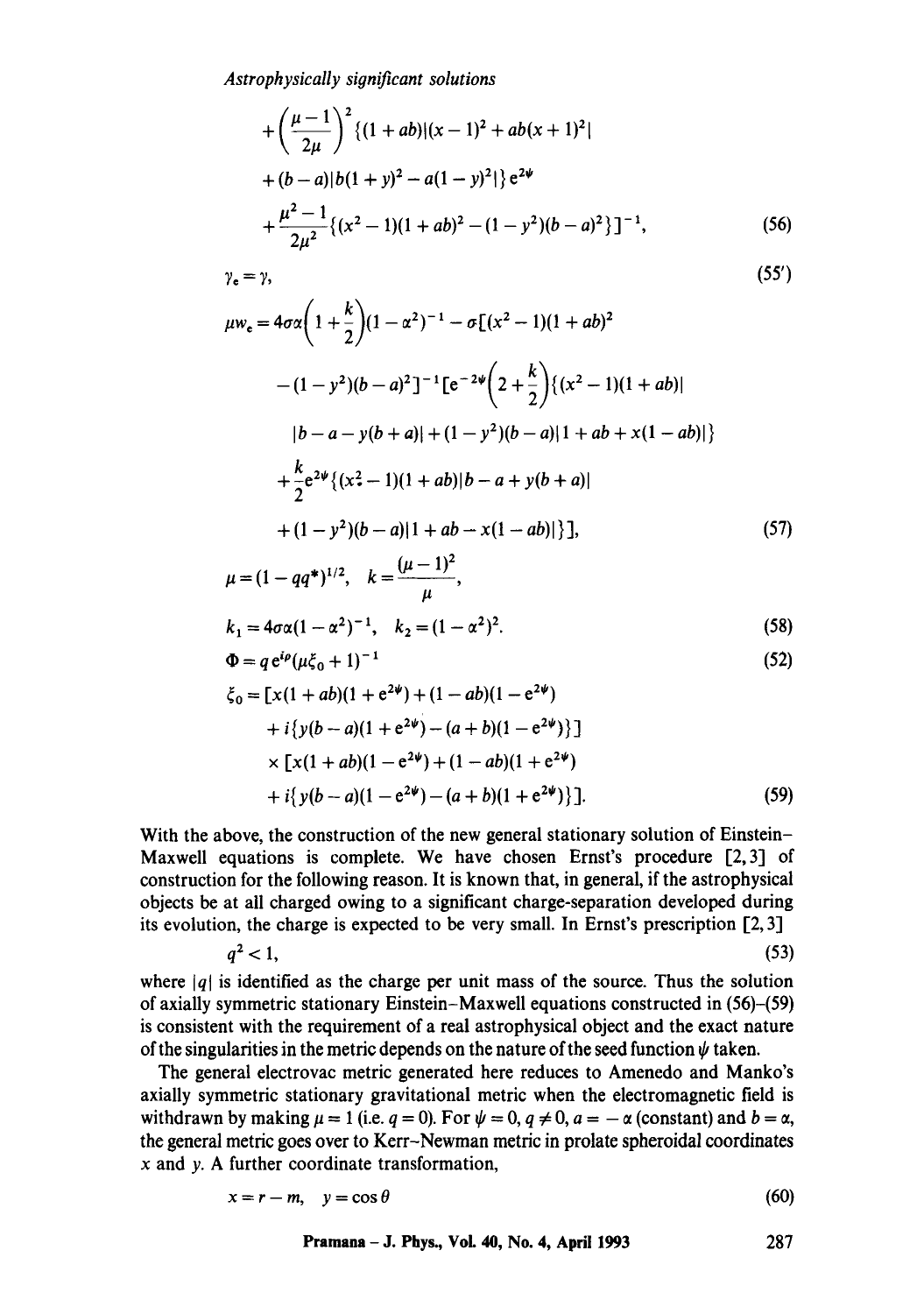$$+\left(\frac{\mu-1}{2\mu}\right)^2 \{(1+ab)|(x-1)^2+ab(x+1)^2|$$

$$+(b-a)|b(1+y)^2-a(1-y)^2|\} e^{2\psi}$$

$$+\frac{\mu^2-1}{2\mu^2}\{(x^2-1)(1+ab)^2-(1-y^2)(b-a)^2\}]^{-1}, \tag{56}$$

$$\gamma_e = \gamma, \tag{55'}$$

$$\mu w_e = 4\sigma\alpha\left(1+\frac{k}{2}\right)(1-\alpha^2)^{-1} - \sigma[(x^2-1)(1+ab)^2$$

$$-(1-y^2)(b-a)^2]^{-1}[e^{-2\psi}\left(2+\frac{k}{2}\right)\{(x^2-1)(1+ab)|$$

$$|b-a-y(b+a)|+(1-y^2)(b-a)|1+ab+x(1-ab)|\}$$

$$+\frac{k}{2}e^{2\psi}\{(x^2-1)(1+ab)|b-a+y(b+a)|$$

$$+(1-y^2)(b-a)|1+ab-x(1-ab)|\}], \tag{57}$$

$$\mu = (1-qq^*)^{1/2}, \quad k = \frac{(\mu-1)^2}{\mu},$$

$$k_1 = 4\sigma\alpha(1-\alpha^2)^{-1}, \quad k_2 = (1-\alpha^2)^2. \tag{58}$$

$$\Phi = q\, e^{i\rho}(\mu\xi_0+1)^{-1} \tag{52}$$

$$\xi_0 = [x(1+ab)(1+e^{2\psi})+(1-ab)(1-e^{2\psi})$$

$$+i\{y(b-a)(1+e^{2\psi})-(a+b)(1-e^{2\psi})\}]$$

$$\times[x(1+ab)(1-e^{2\psi})+(1-ab)(1+e^{2\psi})$$

$$+i\{y(b-a)(1-e^{2\psi})-(a+b)(1+e^{2\psi})\}]. \tag{59}$$

With the above, the construction of the new general stationary solution of Einstein–Maxwell equations is complete. We have chosen Ernst's procedure [2, 3] of construction for the following reason. It is known that, in general, if the astrophysical objects be at all charged owing to a significant charge-separation developed during its evolution, the charge is expected to be very small. In Ernst's prescription [2, 3]

$$q^2 < 1, \tag{53}$$

where $|q|$ is identified as the charge per unit mass of the source. Thus the solution of axially symmetric stationary Einstein–Maxwell equations constructed in (56)–(59) is consistent with the requirement of a real astrophysical object and the exact nature of the singularities in the metric depends on the nature of the seed function $\psi$ taken.

The general electrovac metric generated here reduces to Amenedo and Manko's axially symmetric stationary gravitational metric when the electromagnetic field is withdrawn by making $\mu = 1$ (i.e. $q = 0$). For $\psi = 0$, $q \neq 0$, $a = -\alpha$ (constant) and $b = \alpha$, the general metric goes over to Kerr–Newman metric in prolate spheroidal coordinates $x$ and $y$. A further coordinate transformation,

$$x = r - m, \quad y = \cos\theta \tag{60}$$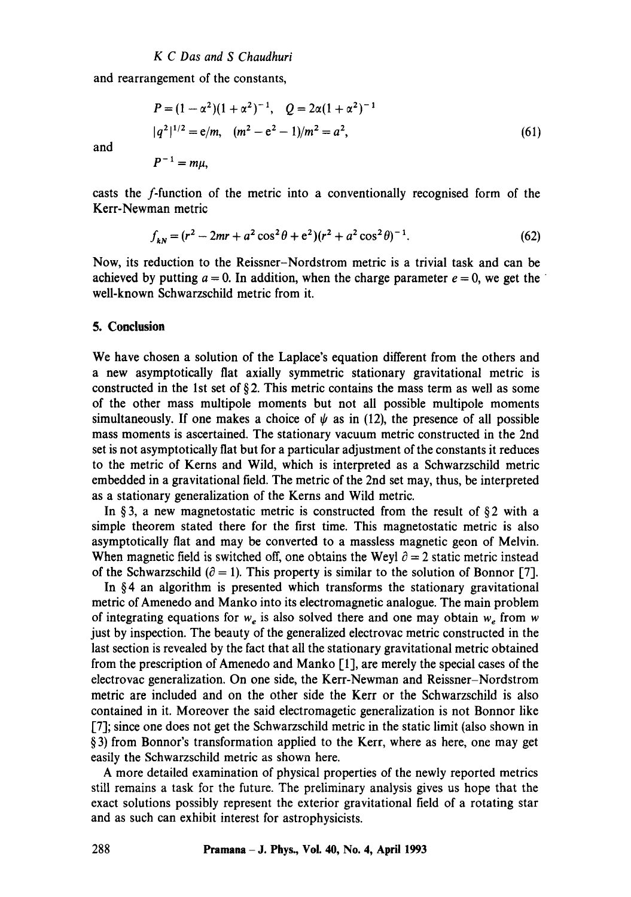and rearrangement of the constants,

$$
\begin{aligned}
&P=(1-\alpha^2)(1+\alpha^2)^{-1}, \quad Q=2\alpha(1+\alpha^2)^{-1} \\
&|q^2|^{1/2}=e/m, \quad (m^2-e^2-1)/m^2=a^2,
\end{aligned}
\tag{61}
$$

and

$$
P^{-1}=m\mu,
$$

casts the $f$-function of the metric into a conventionally recognised form of the Kerr-Newman metric

$$
f_{kN}=(r^2-2mr+a^2\cos^2\theta+e^2)(r^2+a^2\cos^2\theta)^{-1}. \tag{62}
$$

Now, its reduction to the Reissner–Nordstrom metric is a trivial task and can be achieved by putting $a=0$. In addition, when the charge parameter $e=0$, we get the well-known Schwarzschild metric from it.

## 5. Conclusion

We have chosen a solution of the Laplace's equation different from the others and a new asymptotically flat axially symmetric stationary gravitational metric is constructed in the 1st set of § 2. This metric contains the mass term as well as some of the other mass multipole moments but not all possible multipole moments simultaneously. If one makes a choice of $\psi$ as in (12), the presence of all possible mass moments is ascertained. The stationary vacuum metric constructed in the 2nd set is not asymptotically flat but for a particular adjustment of the constants it reduces to the metric of Kerns and Wild, which is interpreted as a Schwarzschild metric embedded in a gravitational field. The metric of the 2nd set may, thus, be interpreted as a stationary generalization of the Kerns and Wild metric.

In § 3, a new magnetostatic metric is constructed from the result of § 2 with a simple theorem stated there for the first time. This magnetostatic metric is also asymptotically flat and may be converted to a massless magnetic geon of Melvin. When magnetic field is switched off, one obtains the Weyl $\partial=2$ static metric instead of the Schwarzschild ($\partial=1$). This property is similar to the solution of Bonnor [7].

In § 4 an algorithm is presented which transforms the stationary gravitational metric of Amenedo and Manko into its electromagnetic analogue. The main problem of integrating equations for $w_e$ is also solved there and one may obtain $w_e$ from $w$ just by inspection. The beauty of the generalized electrovac metric constructed in the last section is revealed by the fact that all the stationary gravitational metric obtained from the prescription of Amenedo and Manko [1], are merely the special cases of the electrovac generalization. On one side, the Kerr-Newman and Reissner–Nordstrom metric are included and on the other side the Kerr or the Schwarzschild is also contained in it. Moreover the said electromagetic generalization is not Bonnor like [7]; since one does not get the Schwarzschild metric in the static limit (also shown in § 3) from Bonnor's transformation applied to the Kerr, where as here, one may get easily the Schwarzschild metric as shown here.

A more detailed examination of physical properties of the newly reported metrics still remains a task for the future. The preliminary analysis gives us hope that the exact solutions possibly represent the exterior gravitational field of a rotating star and as such can exhibit interest for astrophysicists.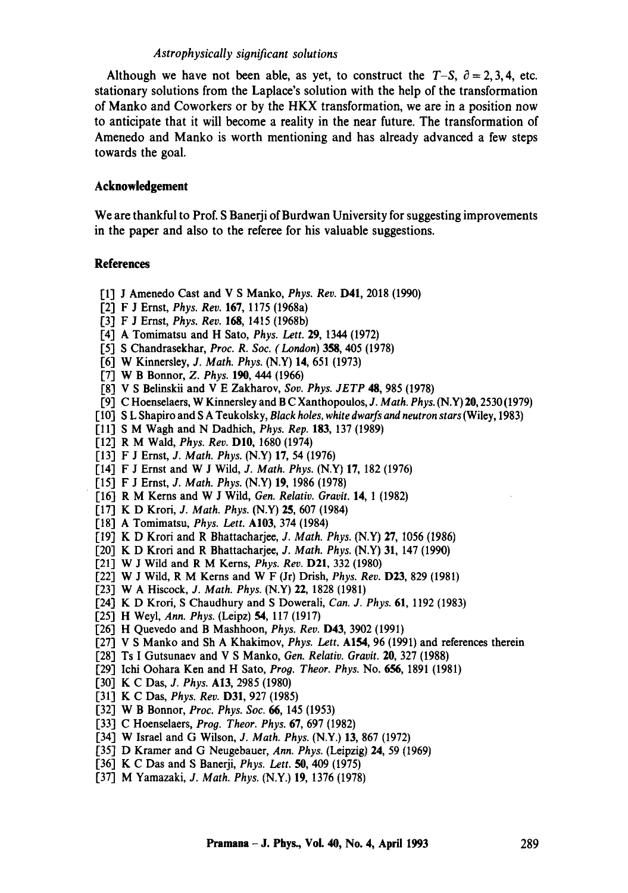### *Astrophysically significant solutions*

Although we have not been able, as yet, to construct the $T$–$S$, $\partial = 2, 3, 4$, etc. stationary solutions from the Laplace's solution with the help of the transformation of Manko and Coworkers or by the HKX transformation, we are in a position now to anticipate that it will become a reality in the near future. The transformation of Amenedo and Manko is worth mentioning and has already advanced a few steps towards the goal.

## Acknowledgement

We are thankful to Prof. S Banerji of Burdwan University for suggesting improvements in the paper and also to the referee for his valuable suggestions.

## References

[1] J Amenedo Cast and V S Manko, *Phys. Rev.* **D41**, 2018 (1990)
[2] F J Ernst, *Phys. Rev.* **167**, 1175 (1968a)
[3] F J Ernst, *Phys. Rev.* **168**, 1415 (1968b)
[4] A Tomimatsu and H Sato, *Phys. Lett.* **29**, 1344 (1972)
[5] S Chandrasekhar, *Proc. R. Soc. (London)* **358**, 405 (1978)
[6] W Kinnersley, *J. Math. Phys.* (N.Y) **14**, 651 (1973)
[7] W B Bonnor, *Z. Phys.* **190**, 444 (1966)
[8] V S Belinskii and V E Zakharov, *Sov. Phys. JETP* **48**, 985 (1978)
[9] C Hoenselaers, W Kinnersley and B C Xanthopoulos, *J. Math. Phys.* (N.Y) **20**, 2530 (1979)
[10] S L Shapiro and S A Teukolsky, *Black holes, white dwarfs and neutron stars* (Wiley, 1983)
[11] S M Wagh and N Dadhich, *Phys. Rep.* **183**, 137 (1989)
[12] R M Wald, *Phys. Rev.* **D10**, 1680 (1974)
[13] F J Ernst, *J. Math. Phys.* (N.Y) **17**, 54 (1976)
[14] F J Ernst and W J Wild, *J. Math. Phys.* (N.Y) **17**, 182 (1976)
[15] F J Ernst, *J. Math. Phys.* (N.Y) **19**, 1986 (1978)
[16] R M Kerns and W J Wild, *Gen. Relativ. Gravit.* **14**, 1 (1982)
[17] K D Krori, *J. Math. Phys.* (N.Y) **25**, 607 (1984)
[18] A Tomimatsu, *Phys. Lett.* **A103**, 374 (1984)
[19] K D Krori and R Bhattacharjee, *J. Math. Phys.* (N.Y) **27**, 1056 (1986)
[20] K D Krori and R Bhattacharjee, *J. Math. Phys.* (N.Y) **31**, 147 (1990)
[21] W J Wild and R M Kerns, *Phys. Rev.* **D21**, 332 (1980)
[22] W J Wild, R M Kerns and W F (Jr) Drish, *Phys. Rev.* **D23**, 829 (1981)
[23] W A Hiscock, *J. Math. Phys.* (N.Y) **22**, 1828 (1981)
[24] K D Krori, S Chaudhury and S Dowerali, *Can. J. Phys.* **61**, 1192 (1983)
[25] H Weyl, *Ann. Phys.* (Leipz) **54**, 117 (1917)
[26] H Quevedo and B Mashhoon, *Phys. Rev.* **D43**, 3902 (1991)
[27] V S Manko and Sh A Khakimov, *Phys. Lett.* **A154**, 96 (1991) and references therein
[28] Ts I Gutsunaev and V S Manko, *Gen. Relativ. Gravit.* **20**, 327 (1988)
[29] Ichi Oohara Ken and H Sato, *Prog. Theor. Phys.* No. **656**, 1891 (1981)
[30] K C Das, *J. Phys.* **A13**, 2985 (1980)
[31] K C Das, *Phys. Rev.* **D31**, 927 (1985)
[32] W B Bonnor, *Proc. Phys. Soc.* **66**, 145 (1953)
[33] C Hoenselaers, *Prog. Theor. Phys.* **67**, 697 (1982)
[34] W Israel and G Wilson, *J. Math. Phys.* (N.Y.) **13**, 867 (1972)
[35] D Kramer and G Neugebauer, *Ann. Phys.* (Leipzig) **24**, 59 (1969)
[36] K C Das and S Banerji, *Phys. Lett.* **50**, 409 (1975)
[37] M Yamazaki, *J. Math. Phys.* (N.Y.) **19**, 1376 (1978)